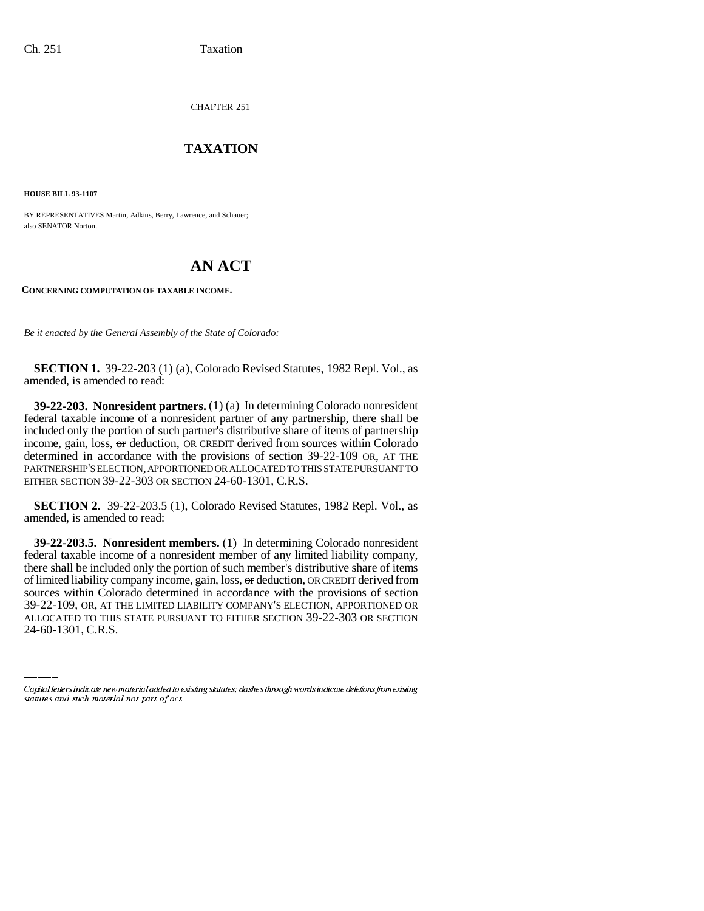CHAPTER 251

# TAXATION

**HOUSE BILL 93-1107**

BY REPRESENTATIVES Martin, Adkins, Berry, Lawrence, and Schauer; also SENATOR Norton.

# AN ACT

**CONCERNING COMPUTATION OF TAXABLE INCOME.**

*Be it enacted by the General Assembly of the State of Colorado:*

**SECTION 1.** 39-22-203 (1) (a), Colorado Revised Statutes, 1982 Repl. Vol., as amended, is amended to read:

**39-22-203. Nonresident partners.** (1) (a) In determining Colorado nonresident federal taxable income of a nonresident partner of any partnership, there shall be included only the portion of such partner's distributive share of items of partnership income, gain, loss, ~~or~~ deduction, OR CREDIT derived from sources within Colorado determined in accordance with the provisions of section 39-22-109 OR, AT THE PARTNERSHIP'S ELECTION, APPORTIONED OR ALLOCATED TO THIS STATE PURSUANT TO EITHER SECTION 39-22-303 OR SECTION 24-60-1301, C.R.S.

**SECTION 2.** 39-22-203.5 (1), Colorado Revised Statutes, 1982 Repl. Vol., as amended, is amended to read:

**39-22-203.5. Nonresident members.** (1) In determining Colorado nonresident federal taxable income of a nonresident member of any limited liability company, there shall be included only the portion of such member's distributive share of items of limited liability company income, gain, loss, ~~or~~ deduction, OR CREDIT derived from sources within Colorado determined in accordance with the provisions of section 39-22-109, OR, AT THE LIMITED LIABILITY COMPANY'S ELECTION, APPORTIONED OR ALLOCATED TO THIS STATE PURSUANT TO EITHER SECTION 39-22-303 OR SECTION 24-60-1301, C.R.S.

*Capital letters indicate new material added to existing statutes; dashes through words indicate deletions from existing statutes and such material not part of act.*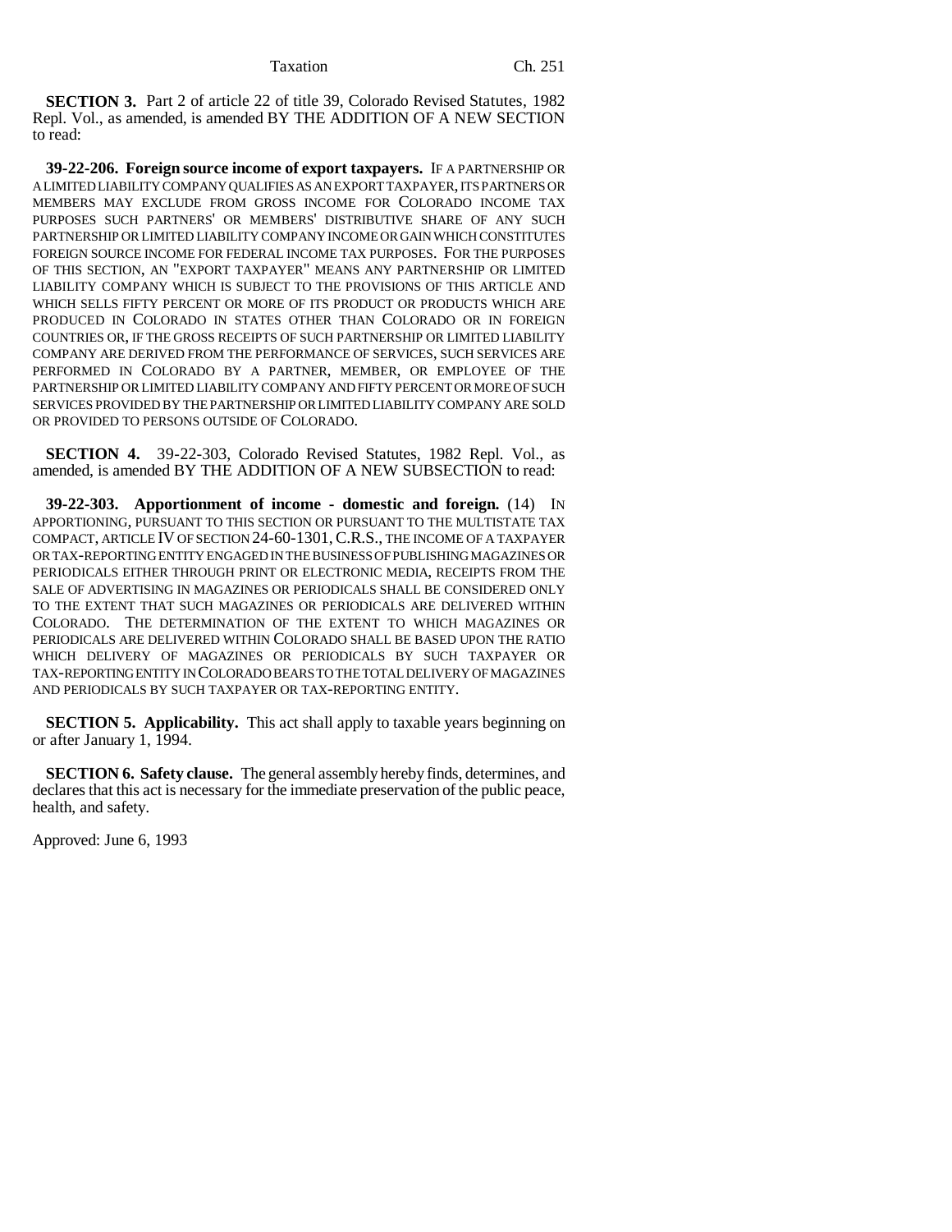**SECTION 3.** Part 2 of article 22 of title 39, Colorado Revised Statutes, 1982 Repl. Vol., as amended, is amended BY THE ADDITION OF A NEW SECTION to read:

**39-22-206. Foreign source income of export taxpayers.** IF A PARTNERSHIP OR A LIMITED LIABILITY COMPANY QUALIFIES AS AN EXPORT TAXPAYER, ITS PARTNERS OR MEMBERS MAY EXCLUDE FROM GROSS INCOME FOR COLORADO INCOME TAX PURPOSES SUCH PARTNERS' OR MEMBERS' DISTRIBUTIVE SHARE OF ANY SUCH PARTNERSHIP OR LIMITED LIABILITY COMPANY INCOME OR GAIN WHICH CONSTITUTES FOREIGN SOURCE INCOME FOR FEDERAL INCOME TAX PURPOSES. FOR THE PURPOSES OF THIS SECTION, AN "EXPORT TAXPAYER" MEANS ANY PARTNERSHIP OR LIMITED LIABILITY COMPANY WHICH IS SUBJECT TO THE PROVISIONS OF THIS ARTICLE AND WHICH SELLS FIFTY PERCENT OR MORE OF ITS PRODUCT OR PRODUCTS WHICH ARE PRODUCED IN COLORADO IN STATES OTHER THAN COLORADO OR IN FOREIGN COUNTRIES OR, IF THE GROSS RECEIPTS OF SUCH PARTNERSHIP OR LIMITED LIABILITY COMPANY ARE DERIVED FROM THE PERFORMANCE OF SERVICES, SUCH SERVICES ARE PERFORMED IN COLORADO BY A PARTNER, MEMBER, OR EMPLOYEE OF THE PARTNERSHIP OR LIMITED LIABILITY COMPANY AND FIFTY PERCENT OR MORE OF SUCH SERVICES PROVIDED BY THE PARTNERSHIP OR LIMITED LIABILITY COMPANY ARE SOLD OR PROVIDED TO PERSONS OUTSIDE OF COLORADO.

**SECTION 4.** 39-22-303, Colorado Revised Statutes, 1982 Repl. Vol., as amended, is amended BY THE ADDITION OF A NEW SUBSECTION to read:

**39-22-303. Apportionment of income - domestic and foreign.** (14) IN APPORTIONING, PURSUANT TO THIS SECTION OR PURSUANT TO THE MULTISTATE TAX COMPACT, ARTICLE IV OF SECTION 24-60-1301, C.R.S., THE INCOME OF A TAXPAYER OR TAX-REPORTING ENTITY ENGAGED IN THE BUSINESS OF PUBLISHING MAGAZINES OR PERIODICALS EITHER THROUGH PRINT OR ELECTRONIC MEDIA, RECEIPTS FROM THE SALE OF ADVERTISING IN MAGAZINES OR PERIODICALS SHALL BE CONSIDERED ONLY TO THE EXTENT THAT SUCH MAGAZINES OR PERIODICALS ARE DELIVERED WITHIN COLORADO. THE DETERMINATION OF THE EXTENT TO WHICH MAGAZINES OR PERIODICALS ARE DELIVERED WITHIN COLORADO SHALL BE BASED UPON THE RATIO WHICH DELIVERY OF MAGAZINES OR PERIODICALS BY SUCH TAXPAYER OR TAX-REPORTING ENTITY IN COLORADO BEARS TO THE TOTAL DELIVERY OF MAGAZINES AND PERIODICALS BY SUCH TAXPAYER OR TAX-REPORTING ENTITY.

**SECTION 5. Applicability.** This act shall apply to taxable years beginning on or after January 1, 1994.

**SECTION 6. Safety clause.** The general assembly hereby finds, determines, and declares that this act is necessary for the immediate preservation of the public peace, health, and safety.

Approved: June 6, 1993